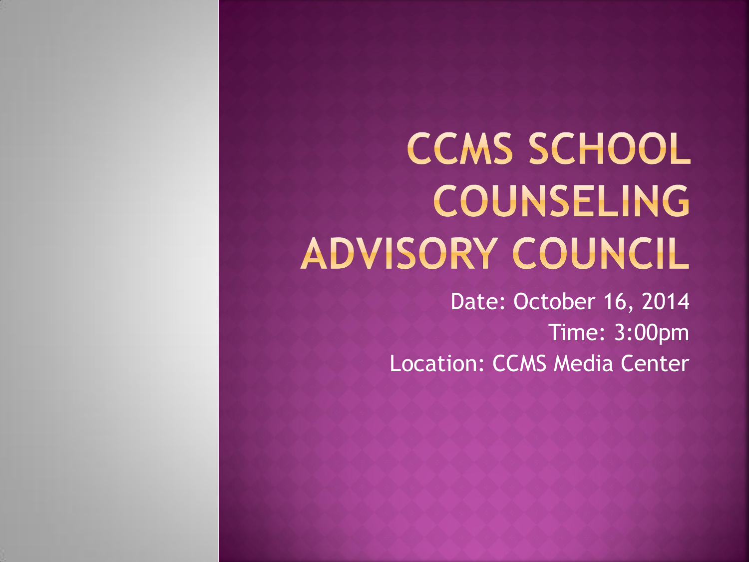# CCMS SCHOOL COUNSELING ADVISORY COUNCIL

Date: October 16, 2014

Time: 3:00pm

Location: CCMS Media Center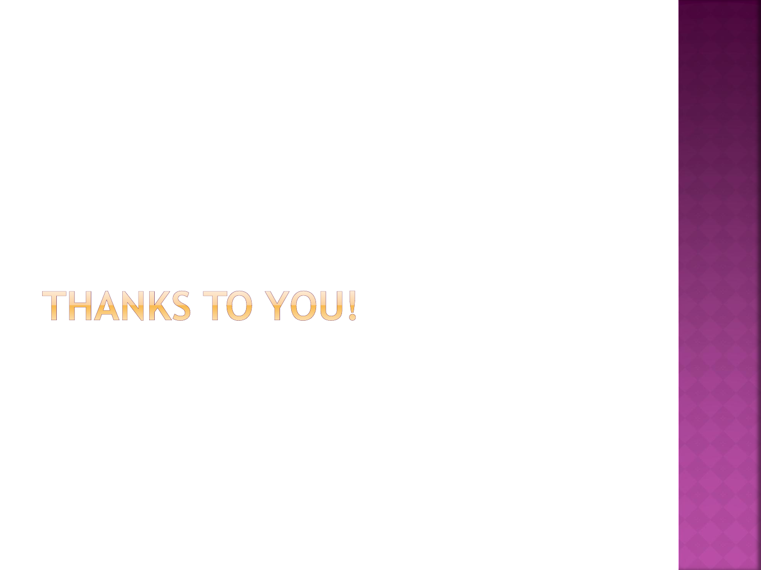# THANKS TO YOU!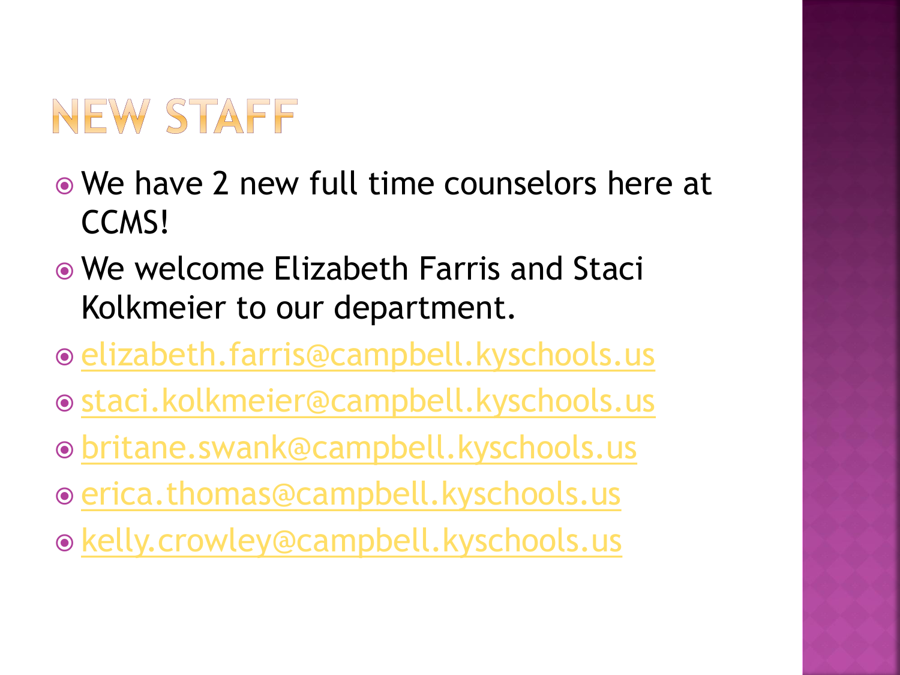# NEW STAFF

- We have 2 new full time counselors here at CCMS!
- We welcome Elizabeth Farris and Staci Kolkmeier to our department.
- elizabeth.farris@campbell.kyschools.us
- staci.kolkmeier@campbell.kyschools.us
- britane.swank@campbell.kyschools.us
- erica.thomas@campbell.kyschools.us
- kelly.crowley@campbell.kyschools.us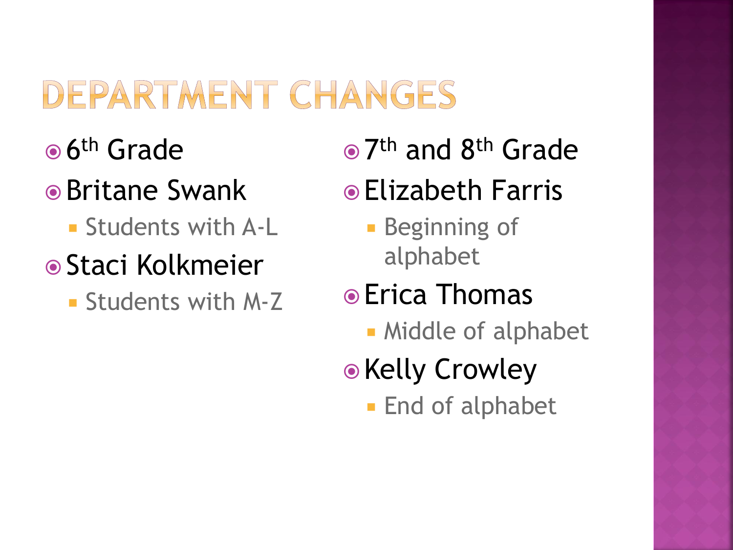# DEPARTMENT CHANGES

- 6th Grade
- Britane Swank
  - Students with A-L
- Staci Kolkmeier
  - Students with M-Z

- 7th and 8th Grade
- Elizabeth Farris
  - Beginning of alphabet
- Erica Thomas
  - Middle of alphabet
- Kelly Crowley
  - End of alphabet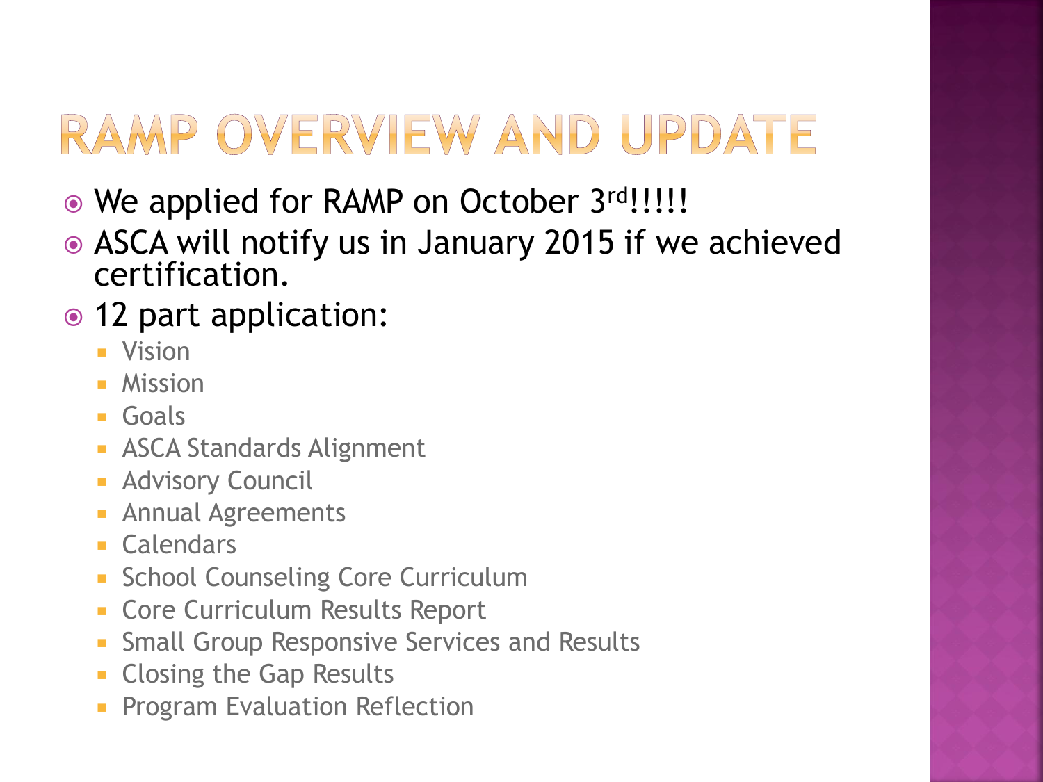# RAMP OVERVIEW AND UPDATE

- We applied for RAMP on October 3rd!!!!!
- ASCA will notify us in January 2015 if we achieved certification.
- 12 part application:
  - Vision
  - Mission
  - Goals
  - ASCA Standards Alignment
  - Advisory Council
  - Annual Agreements
  - Calendars
  - School Counseling Core Curriculum
  - Core Curriculum Results Report
  - Small Group Responsive Services and Results
  - Closing the Gap Results
  - Program Evaluation Reflection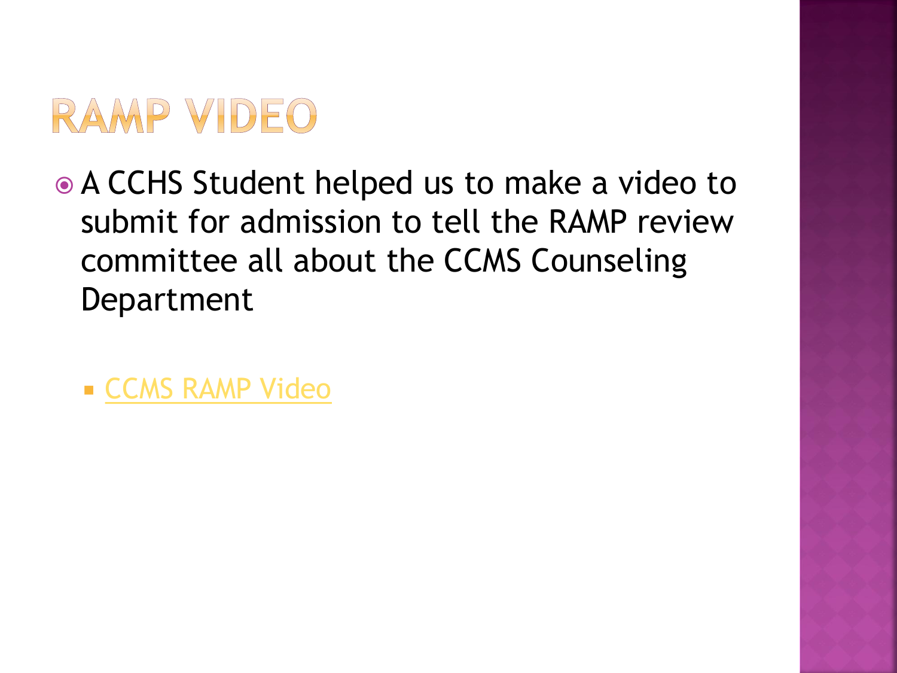# RAMP VIDEO

- A CCHS Student helped us to make a video to submit for admission to tell the RAMP review committee all about the CCMS Counseling Department
  - CCMS RAMP Video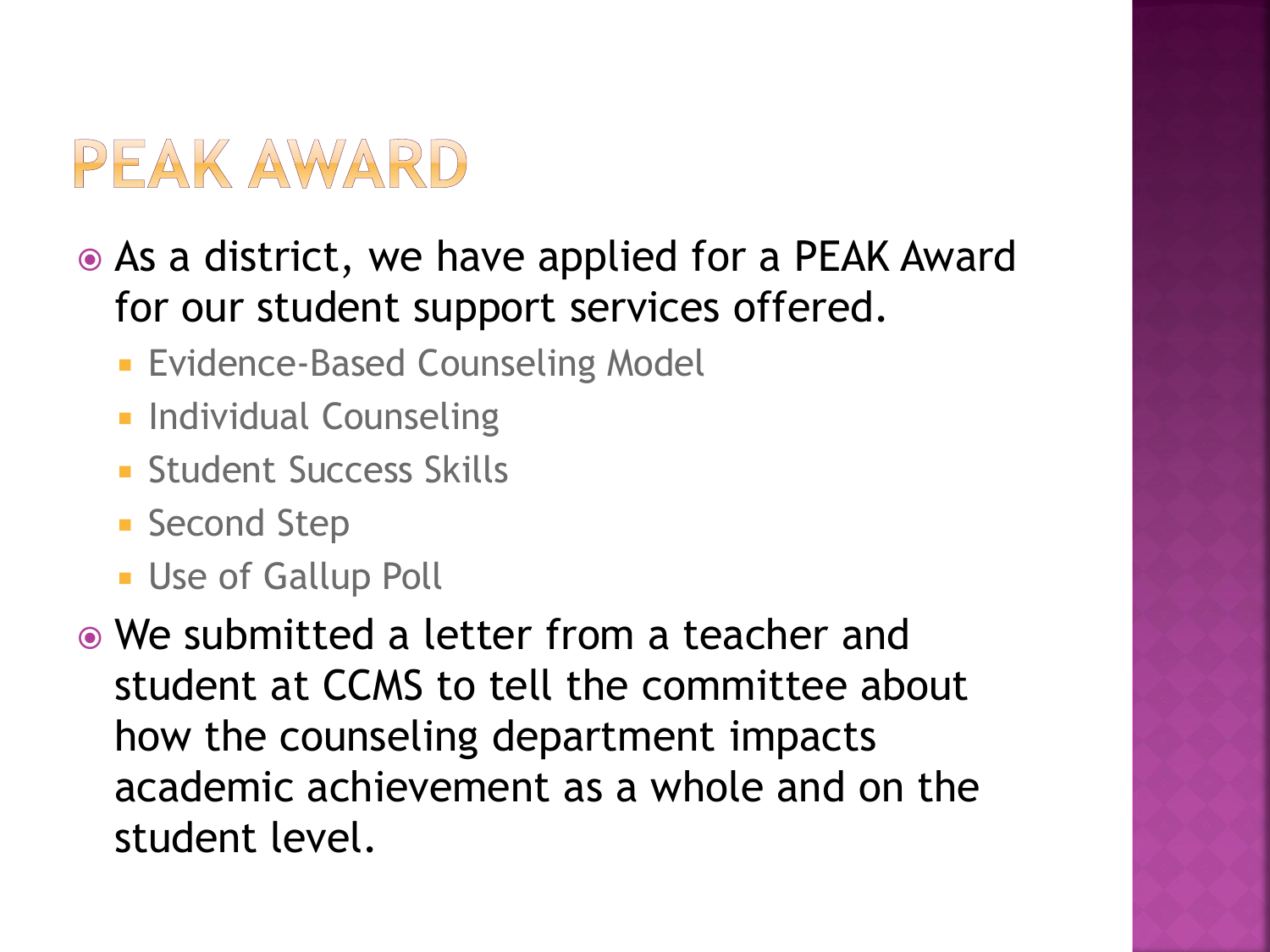# PEAK AWARD

- As a district, we have applied for a PEAK Award for our student support services offered.
  - Evidence-Based Counseling Model
  - Individual Counseling
  - Student Success Skills
  - Second Step
  - Use of Gallup Poll
- We submitted a letter from a teacher and student at CCMS to tell the committee about how the counseling department impacts academic achievement as a whole and on the student level.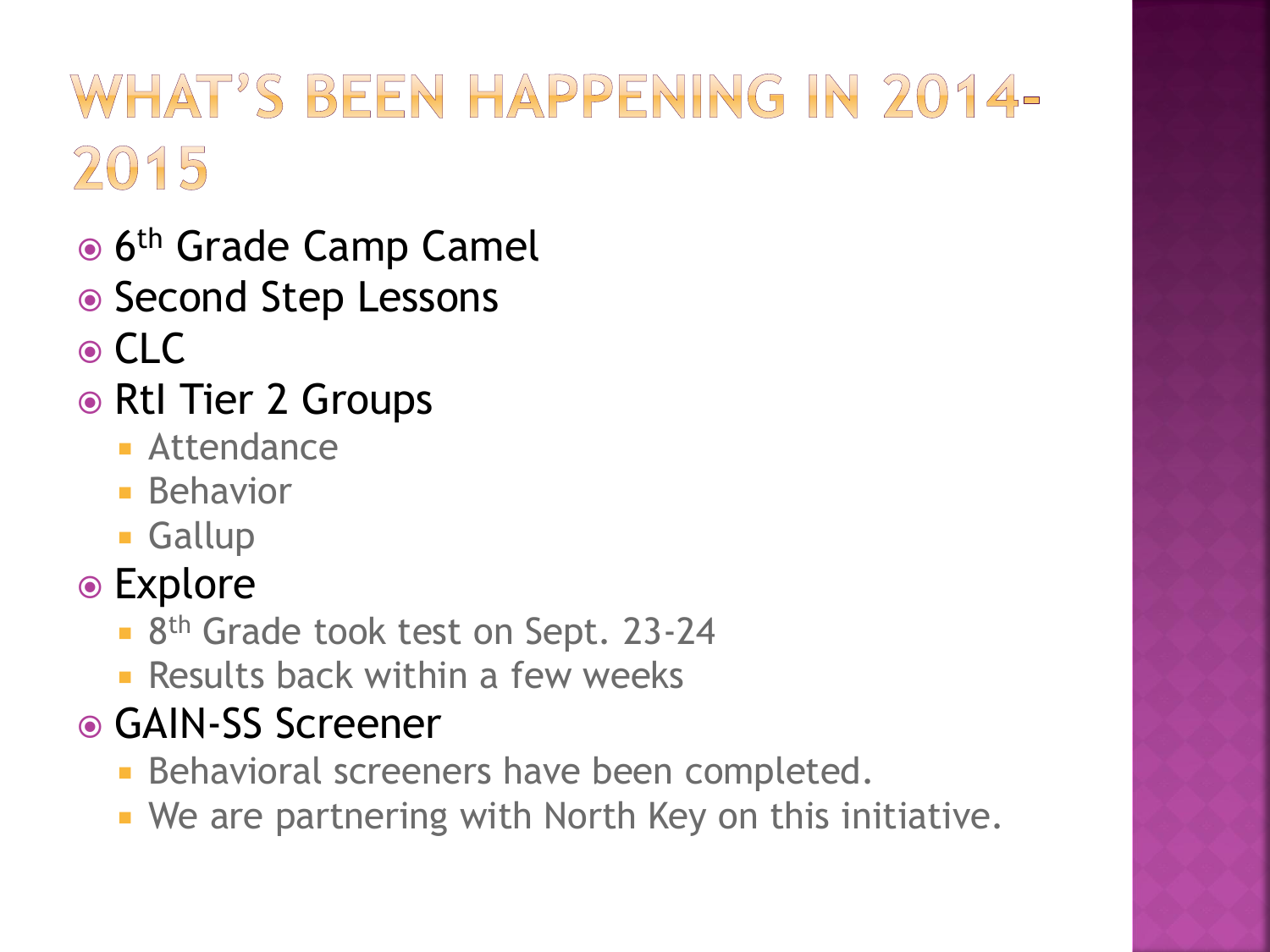# What's Been Happening in 2014-2015

- 6th Grade Camp Camel
- Second Step Lessons
- CLC
- RtI Tier 2 Groups
  - Attendance
  - Behavior
  - Gallup
- Explore
  - 8th Grade took test on Sept. 23-24
  - Results back within a few weeks
- GAIN-SS Screener
  - Behavioral screeners have been completed.
  - We are partnering with North Key on this initiative.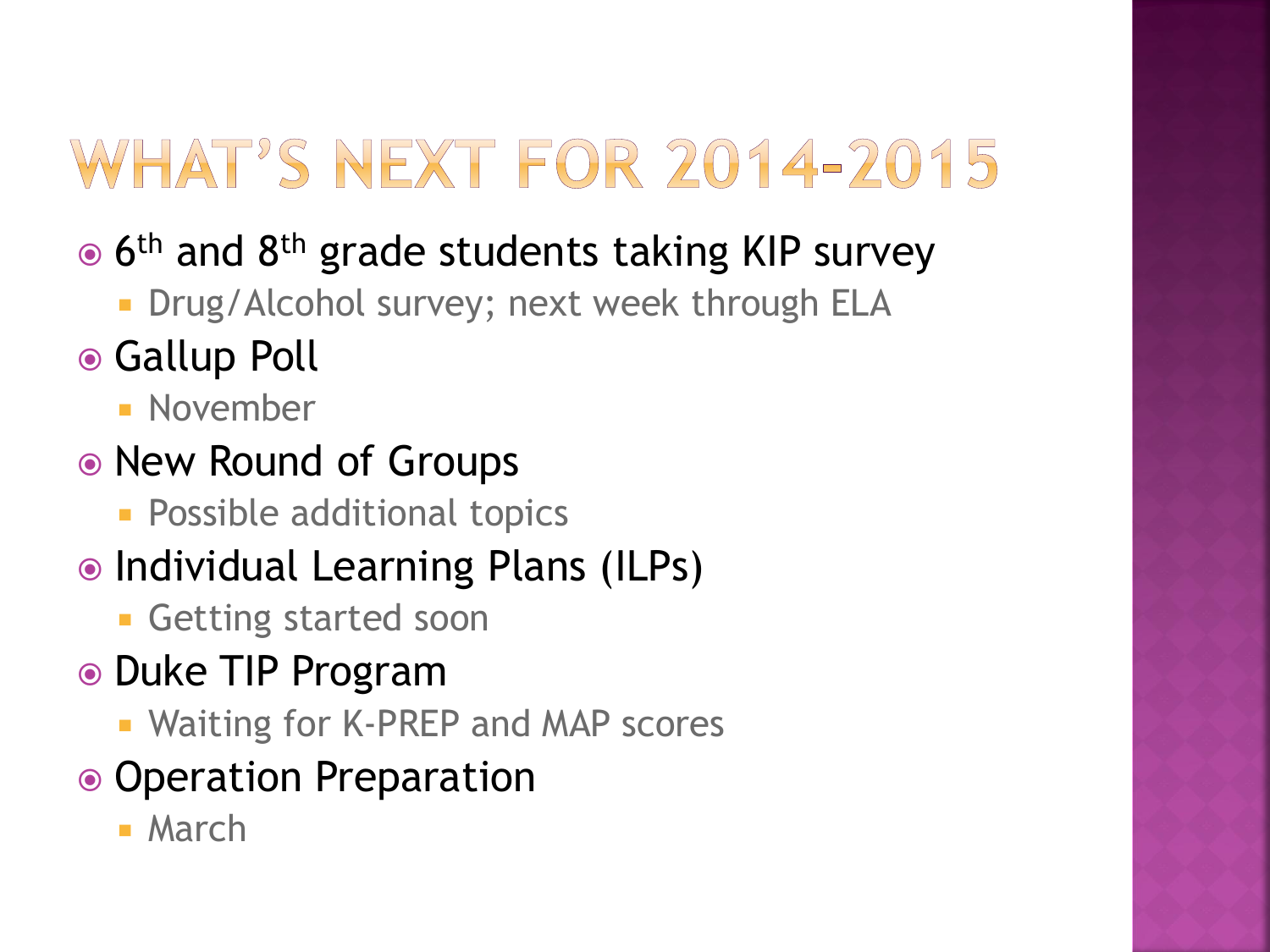# WHAT'S NEXT FOR 2014-2015

- 6th and 8th grade students taking KIP survey
  - Drug/Alcohol survey; next week through ELA
- Gallup Poll
  - November
- New Round of Groups
  - Possible additional topics
- Individual Learning Plans (ILPs)
  - Getting started soon
- Duke TIP Program
  - Waiting for K-PREP and MAP scores
- Operation Preparation
  - March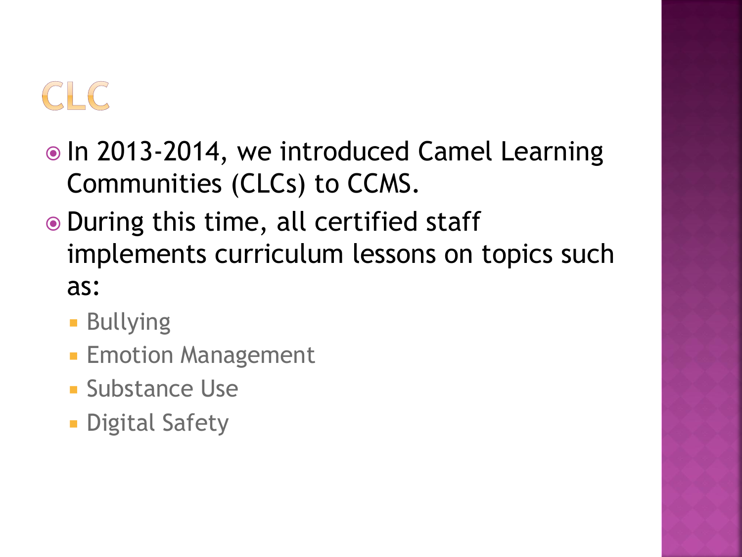# CLC

- In 2013-2014, we introduced Camel Learning Communities (CLCs) to CCMS.
- During this time, all certified staff implements curriculum lessons on topics such as:
  - Bullying
  - Emotion Management
  - Substance Use
  - Digital Safety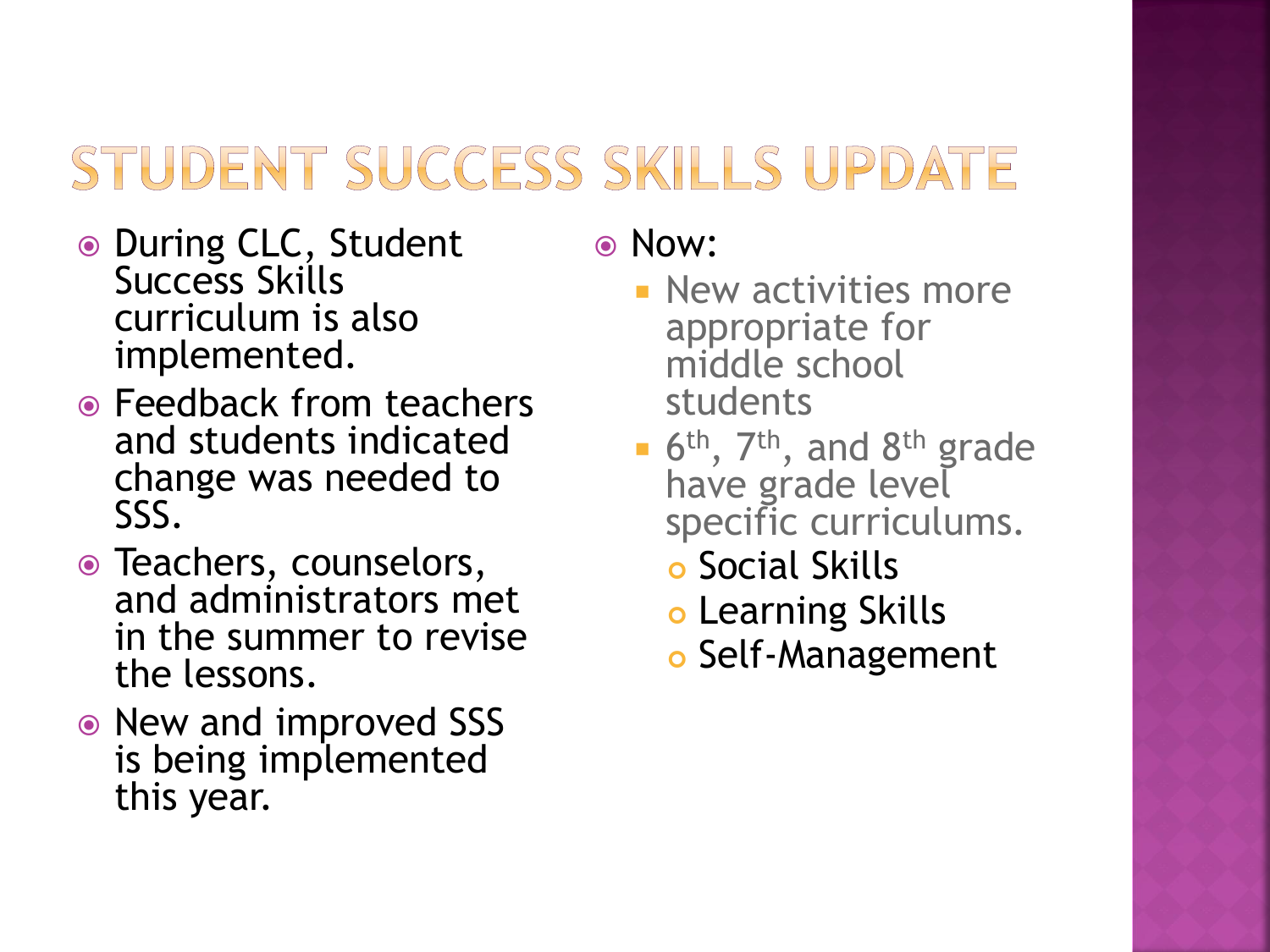# STUDENT SUCCESS SKILLS UPDATE

- During CLC, Student Success Skills curriculum is also implemented.
- Feedback from teachers and students indicated change was needed to SSS.
- Teachers, counselors, and administrators met in the summer to revise the lessons.
- New and improved SSS is being implemented this year.
- Now:
  - New activities more appropriate for middle school students
  - 6th, 7th, and 8th grade have grade level specific curriculums.
    - Social Skills
    - Learning Skills
    - Self-Management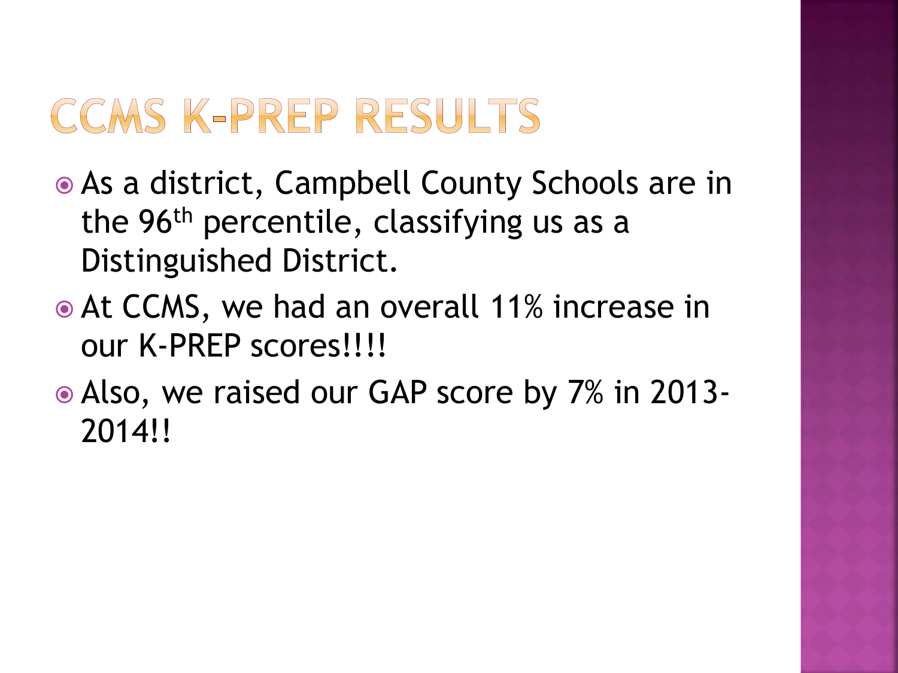# CCMS K-PREP RESULTS

- As a district, Campbell County Schools are in the 96th percentile, classifying us as a Distinguished District.
- At CCMS, we had an overall 11% increase in our K-PREP scores!!!!
- Also, we raised our GAP score by 7% in 2013-2014!!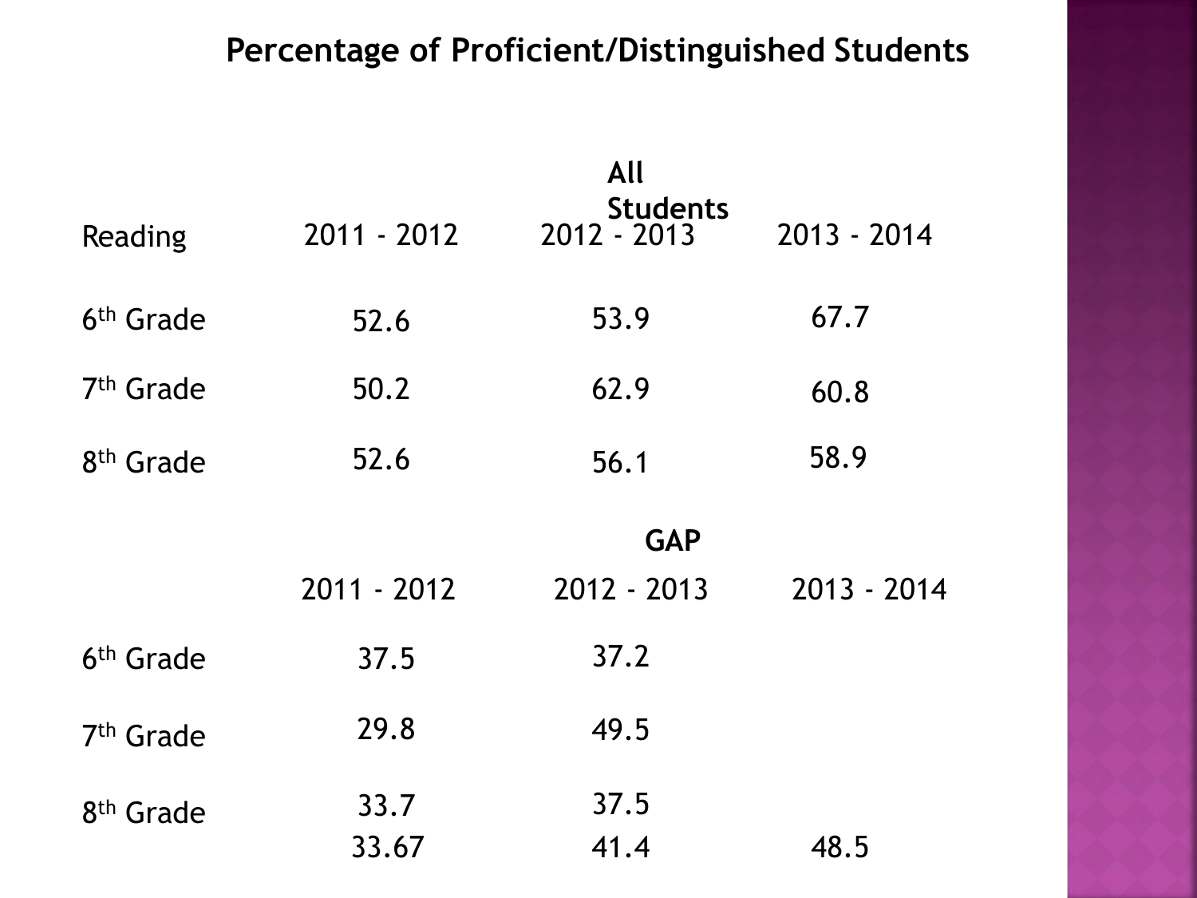## Percentage of Proficient/Distinguished Students

**All Students**

| Reading | 2011 - 2012 | 2012 - 2013 | 2013 - 2014 |
|---|---|---|---|
| 6th Grade | 52.6 | 53.9 | 67.7 |
| 7th Grade | 50.2 | 62.9 | 60.8 |
| 8th Grade | 52.6 | 56.1 | 58.9 |

**GAP**

| | 2011 - 2012 | 2012 - 2013 | 2013 - 2014 |
|---|---|---|---|
| 6th Grade | 37.5 | 37.2 | |
| 7th Grade | 29.8 | 49.5 | |
| 8th Grade | 33.7 | 37.5 | |
| | 33.67 | 41.4 | 48.5 |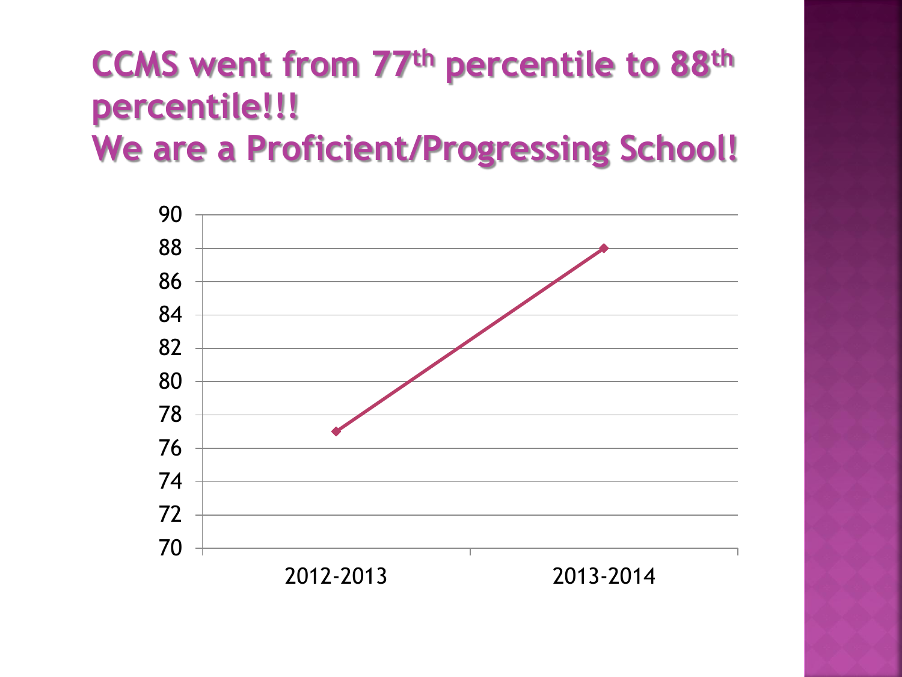# CCMS went from 77th percentile to 88th percentile!!! We are a Proficient/Progressing School!

| Year | Percentile |
| --- | --- |
| 2012-2013 | 77 |
| 2013-2014 | 88 |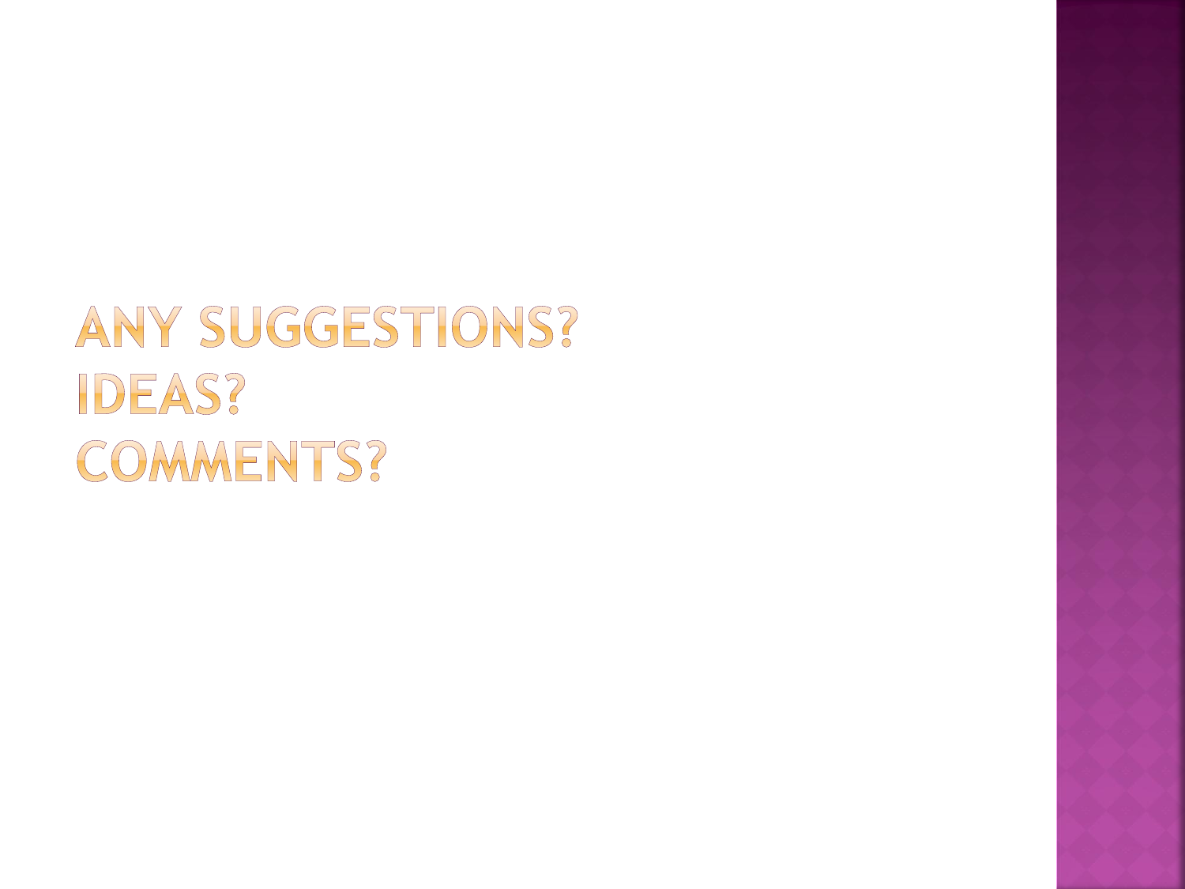# ANY SUGGESTIONS?
# IDEAS?
# COMMENTS?